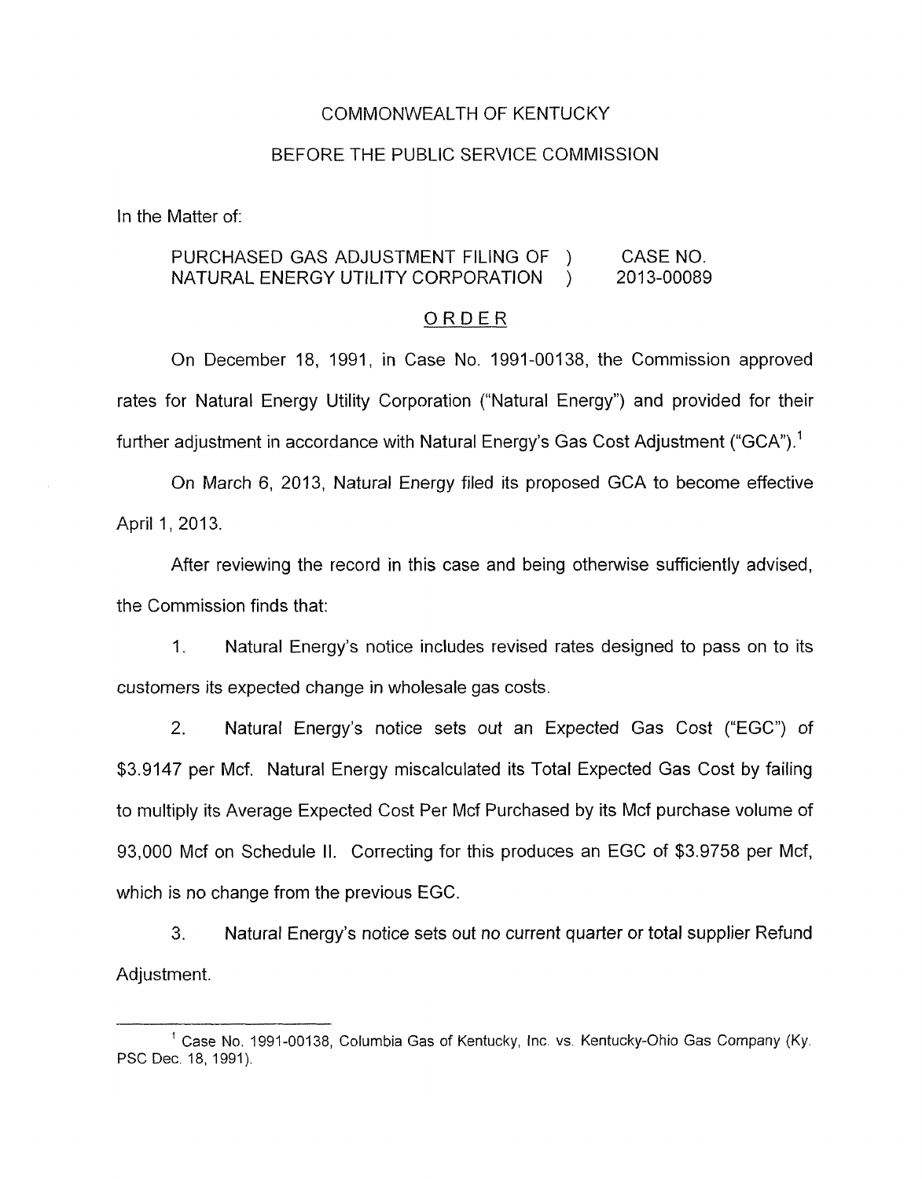COMMONWEALTH OF KENTUCKY

BEFORE THE PUBLIC SERVICE COMMISSION

In the Matter of:

PURCHASED GAS ADJUSTMENT FILING OF NATURAL ENERGY UTILITY CORPORATION ) CASE NO. 2013-00089

ORDER

On December 18, 1991, in Case No. 1991-00138, the Commission approved rates for Natural Energy Utility Corporation ("Natural Energy") and provided for their further adjustment in accordance with Natural Energy's Gas Cost Adjustment ("GCA").[1]

On March 6, 2013, Natural Energy filed its proposed GCA to become effective April 1, 2013.

After reviewing the record in this case and being otherwise sufficiently advised, the Commission finds that:

1. Natural Energy's notice includes revised rates designed to pass on to its customers its expected change in wholesale gas costs.

2. Natural Energy's notice sets out an Expected Gas Cost ("EGC") of $3.9147 per Mcf. Natural Energy miscalculated its Total Expected Gas Cost by failing to multiply its Average Expected Cost Per Mcf Purchased by its Mcf purchase volume of 93,000 Mcf on Schedule II. Correcting for this produces an EGC of $3.9758 per Mcf, which is no change from the previous EGC.

3. Natural Energy's notice sets out no current quarter or total supplier Refund Adjustment.

[1] Case No. 1991-00138, Columbia Gas of Kentucky, Inc. vs. Kentucky-Ohio Gas Company (Ky. PSC Dec. 18, 1991).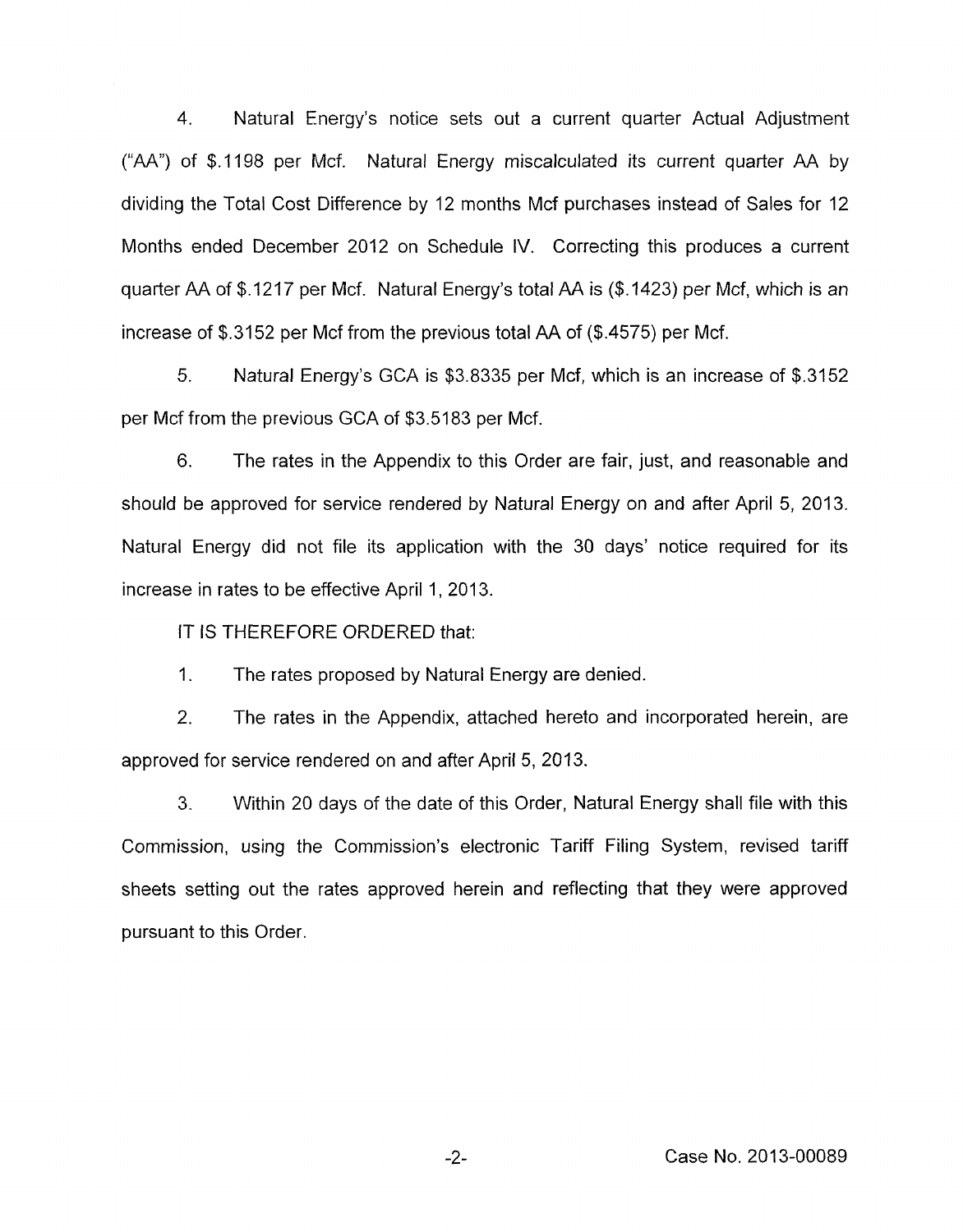4. Natural Energy's notice sets out a current quarter Actual Adjustment ("AA") of $.1198 per Mcf. Natural Energy miscalculated its current quarter AA by dividing the Total Cost Difference by 12 months Mcf purchases instead of Sales for 12 Months ended December 2012 on Schedule IV. Correcting this produces a current quarter AA of $.1217 per Mcf. Natural Energy's total AA is ($.1423) per Mcf, which is an increase of $.3152 per Mcf from the previous total AA of ($.4575) per Mcf.

5. Natural Energy's GCA is $3.8335 per Mcf, which is an increase of $.3152 per Mcf from the previous GCA of $3.5183 per Mcf.

6. The rates in the Appendix to this Order are fair, just, and reasonable and should be approved for service rendered by Natural Energy on and after April 5, 2013. Natural Energy did not file its application with the 30 days' notice required for its increase in rates to be effective April 1, 2013.

IT IS THEREFORE ORDERED that:

1. The rates proposed by Natural Energy are denied.

2. The rates in the Appendix, attached hereto and incorporated herein, are approved for service rendered on and after April 5, 2013.

3. Within 20 days of the date of this Order, Natural Energy shall file with this Commission, using the Commission's electronic Tariff Filing System, revised tariff sheets setting out the rates approved herein and reflecting that they were approved pursuant to this Order.

Case No. 2013-00089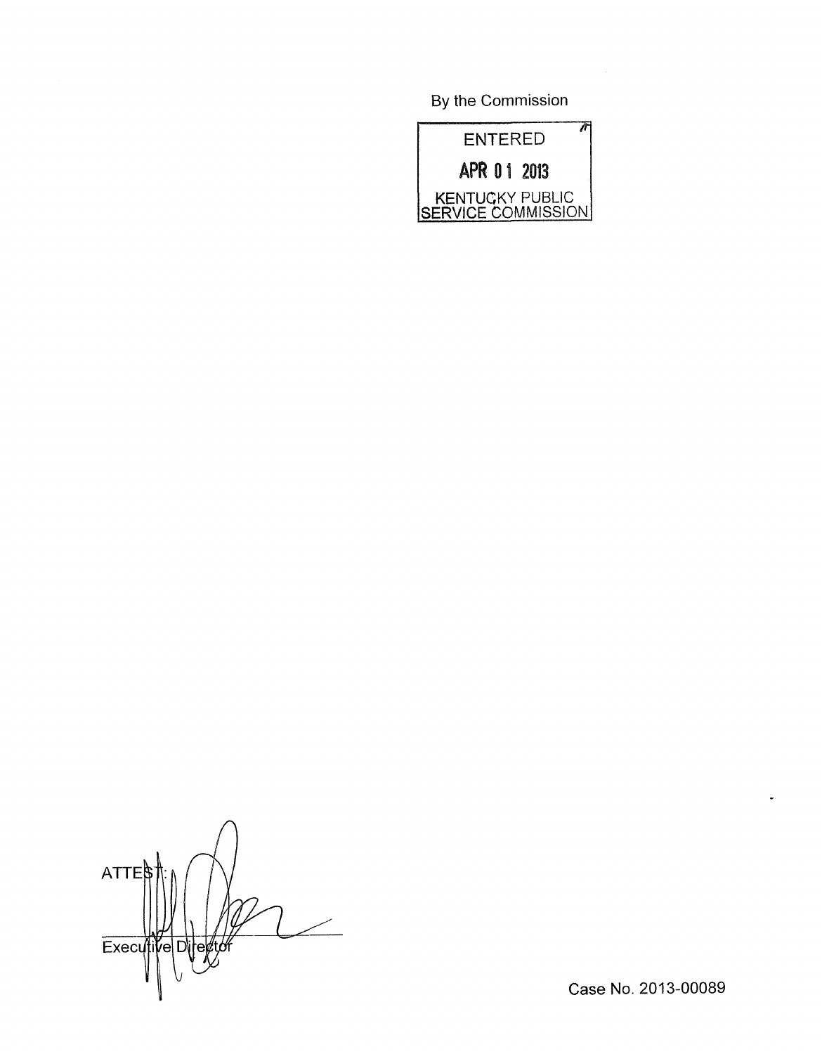By the Commission

ENTERED

APR 01 2013

KENTUCKY PUBLIC SERVICE COMMISSION

ATTEST:

Executive Director

Case No. 2013-00089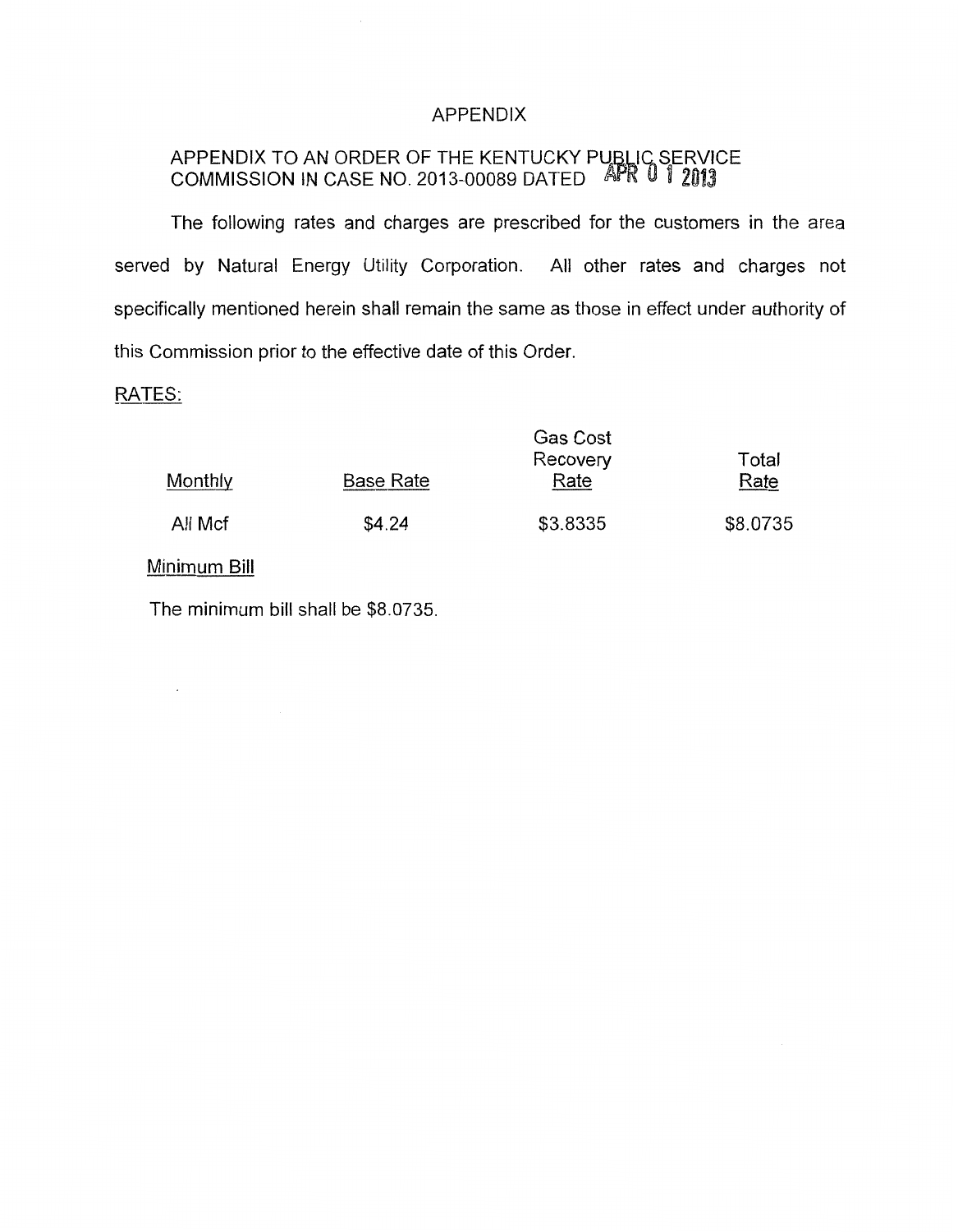# APPENDIX

APPENDIX TO AN ORDER OF THE KENTUCKY PUBLIC SERVICE COMMISSION IN CASE NO. 2013-00089 DATED APR 01 2013

The following rates and charges are prescribed for the customers in the area served by Natural Energy Utility Corporation. All other rates and charges not specifically mentioned herein shall remain the same as those in effect under authority of this Commission prior to the effective date of this Order.

RATES:

| Monthly | Base Rate | Gas Cost Recovery Rate | Total Rate |
|---|---|---|---|
| All Mcf | $4.24 | $3.8335 | $8.0735 |

Minimum Bill

The minimum bill shall be $8.0735.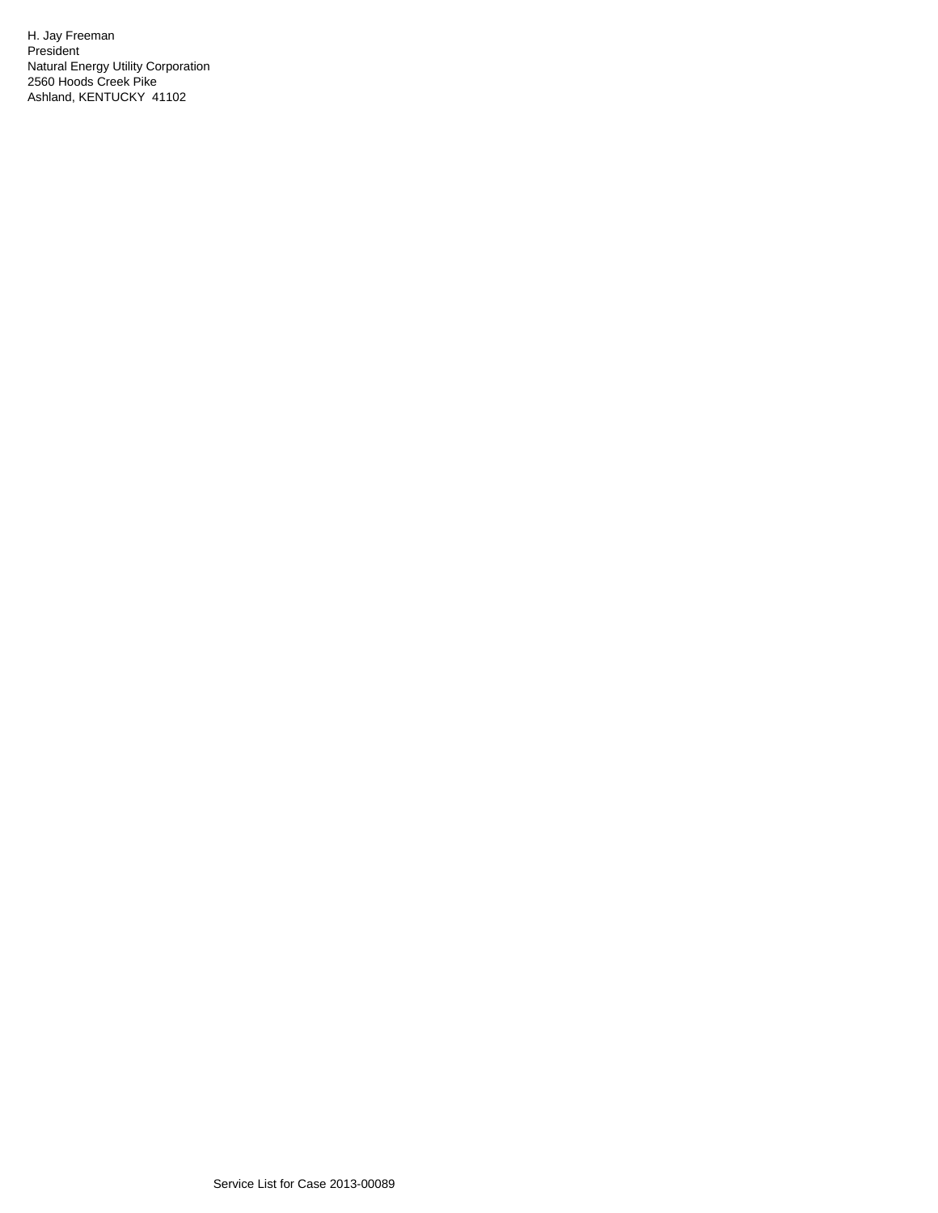H. Jay Freeman
President
Natural Energy Utility Corporation
2560 Hoods Creek Pike
Ashland, KENTUCKY 41102